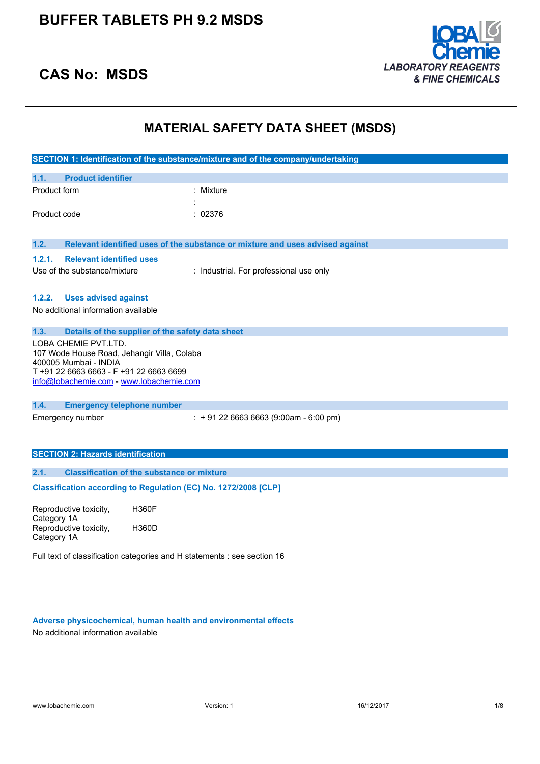# BUFFER TABLETS PH 9.2 MSDS

## CAS No: MSDS

LABORATORY REAGENTS & FINE CHEMICALS

# MATERIAL SAFETY DATA SHEET (MSDS)

## SECTION 1: Identification of the substance/mixture and of the company/undertaking

### 1.1. Product identifier

| | |
|---|---|
| Product form | : Mixture |
| | : |
| Product code | : 02376 |

### 1.2. Relevant identified uses of the substance or mixture and uses advised against

#### 1.2.1. Relevant identified uses

Use of the substance/mixture : Industrial. For professional use only

#### 1.2.2. Uses advised against

No additional information available

### 1.3. Details of the supplier of the safety data sheet

LOBA CHEMIE PVT.LTD.
107 Wode House Road, Jehangir Villa, Colaba
400005 Mumbai - INDIA
T +91 22 6663 6663 - F +91 22 6663 6699
info@lobachemie.com - www.lobachemie.com

### 1.4. Emergency telephone number

Emergency number : + 91 22 6663 6663 (9:00am - 6:00 pm)

## SECTION 2: Hazards identification

### 2.1. Classification of the substance or mixture

**Classification according to Regulation (EC) No. 1272/2008 [CLP]**

| | |
|---|---|
| Reproductive toxicity, Category 1A | H360F |
| Reproductive toxicity, Category 1A | H360D |

Full text of classification categories and H statements : see section 16

**Adverse physicochemical, human health and environmental effects**

No additional information available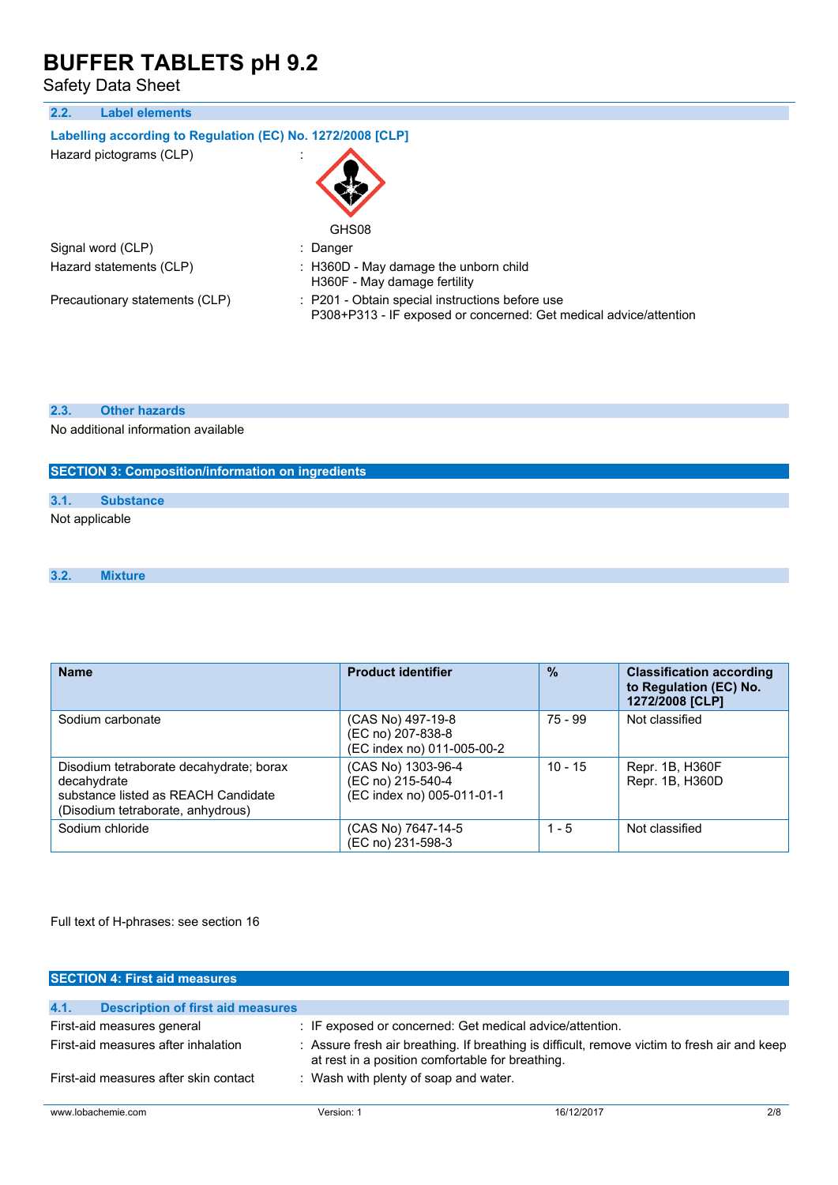### 2.2. Label elements

**Labelling according to Regulation (EC) No. 1272/2008 [CLP]**

Hazard pictograms (CLP) :

GHS08

Signal word (CLP) : Danger

Hazard statements (CLP) : H360D - May damage the unborn child
H360F - May damage fertility

Precautionary statements (CLP) : P201 - Obtain special instructions before use
P308+P313 - IF exposed or concerned: Get medical advice/attention

### 2.3. Other hazards

No additional information available

## SECTION 3: Composition/information on ingredients

### 3.1. Substance

Not applicable

### 3.2. Mixture

| Name | Product identifier | % | Classification according to Regulation (EC) No. 1272/2008 [CLP] |
|---|---|---|---|
| Sodium carbonate | (CAS No) 497-19-8<br>(EC no) 207-838-8<br>(EC index no) 011-005-00-2 | 75 - 99 | Not classified |
| Disodium tetraborate decahydrate; borax decahydrate<br>substance listed as REACH Candidate (Disodium tetraborate, anhydrous) | (CAS No) 1303-96-4<br>(EC no) 215-540-4<br>(EC index no) 005-011-01-1 | 10 - 15 | Repr. 1B, H360F<br>Repr. 1B, H360D |
| Sodium chloride | (CAS No) 7647-14-5<br>(EC no) 231-598-3 | 1 - 5 | Not classified |

Full text of H-phrases: see section 16

## SECTION 4: First aid measures

### 4.1. Description of first aid measures

First-aid measures general : IF exposed or concerned: Get medical advice/attention.

First-aid measures after inhalation : Assure fresh air breathing. If breathing is difficult, remove victim to fresh air and keep at rest in a position comfortable for breathing.

First-aid measures after skin contact : Wash with plenty of soap and water.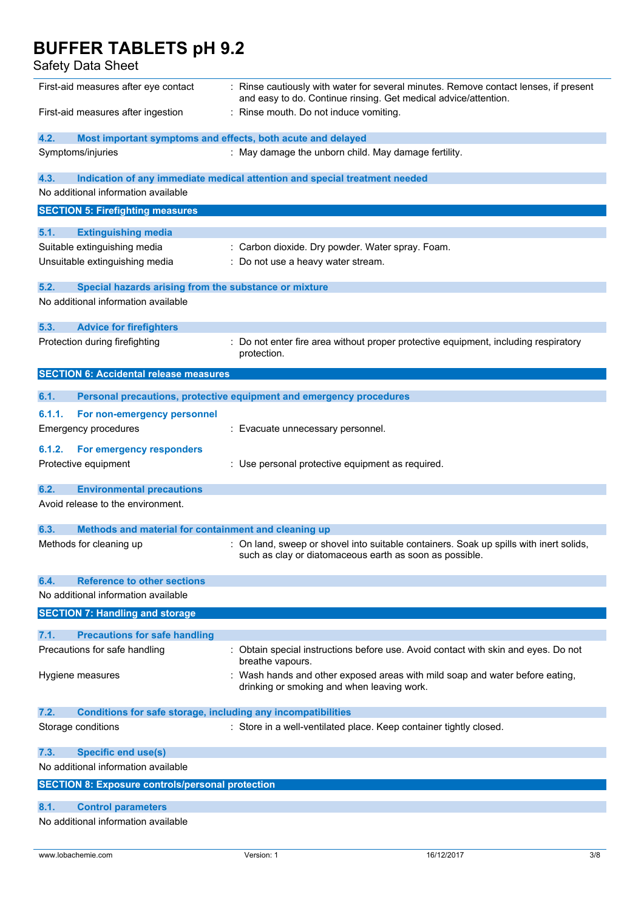| | |
|---|---|
| First-aid measures after eye contact | : Rinse cautiously with water for several minutes. Remove contact lenses, if present and easy to do. Continue rinsing. Get medical advice/attention. |
| First-aid measures after ingestion | : Rinse mouth. Do not induce vomiting. |

### 4.2. Most important symptoms and effects, both acute and delayed

| | |
|---|---|
| Symptoms/injuries | : May damage the unborn child. May damage fertility. |

### 4.3. Indication of any immediate medical attention and special treatment needed

No additional information available

## SECTION 5: Firefighting measures

### 5.1. Extinguishing media

| | |
|---|---|
| Suitable extinguishing media | : Carbon dioxide. Dry powder. Water spray. Foam. |
| Unsuitable extinguishing media | : Do not use a heavy water stream. |

### 5.2. Special hazards arising from the substance or mixture

No additional information available

### 5.3. Advice for firefighters

| | |
|---|---|
| Protection during firefighting | : Do not enter fire area without proper protective equipment, including respiratory protection. |

## SECTION 6: Accidental release measures

### 6.1. Personal precautions, protective equipment and emergency procedures

#### 6.1.1. For non-emergency personnel

| | |
|---|---|
| Emergency procedures | : Evacuate unnecessary personnel. |

#### 6.1.2. For emergency responders

| | |
|---|---|
| Protective equipment | : Use personal protective equipment as required. |

### 6.2. Environmental precautions

Avoid release to the environment.

### 6.3. Methods and material for containment and cleaning up

| | |
|---|---|
| Methods for cleaning up | : On land, sweep or shovel into suitable containers. Soak up spills with inert solids, such as clay or diatomaceous earth as soon as possible. |

### 6.4. Reference to other sections

No additional information available

## SECTION 7: Handling and storage

### 7.1. Precautions for safe handling

| | |
|---|---|
| Precautions for safe handling | : Obtain special instructions before use. Avoid contact with skin and eyes. Do not breathe vapours. |
| Hygiene measures | : Wash hands and other exposed areas with mild soap and water before eating, drinking or smoking and when leaving work. |

### 7.2. Conditions for safe storage, including any incompatibilities

| | |
|---|---|
| Storage conditions | : Store in a well-ventilated place. Keep container tightly closed. |

### 7.3. Specific end use(s)

No additional information available

## SECTION 8: Exposure controls/personal protection

### 8.1. Control parameters

No additional information available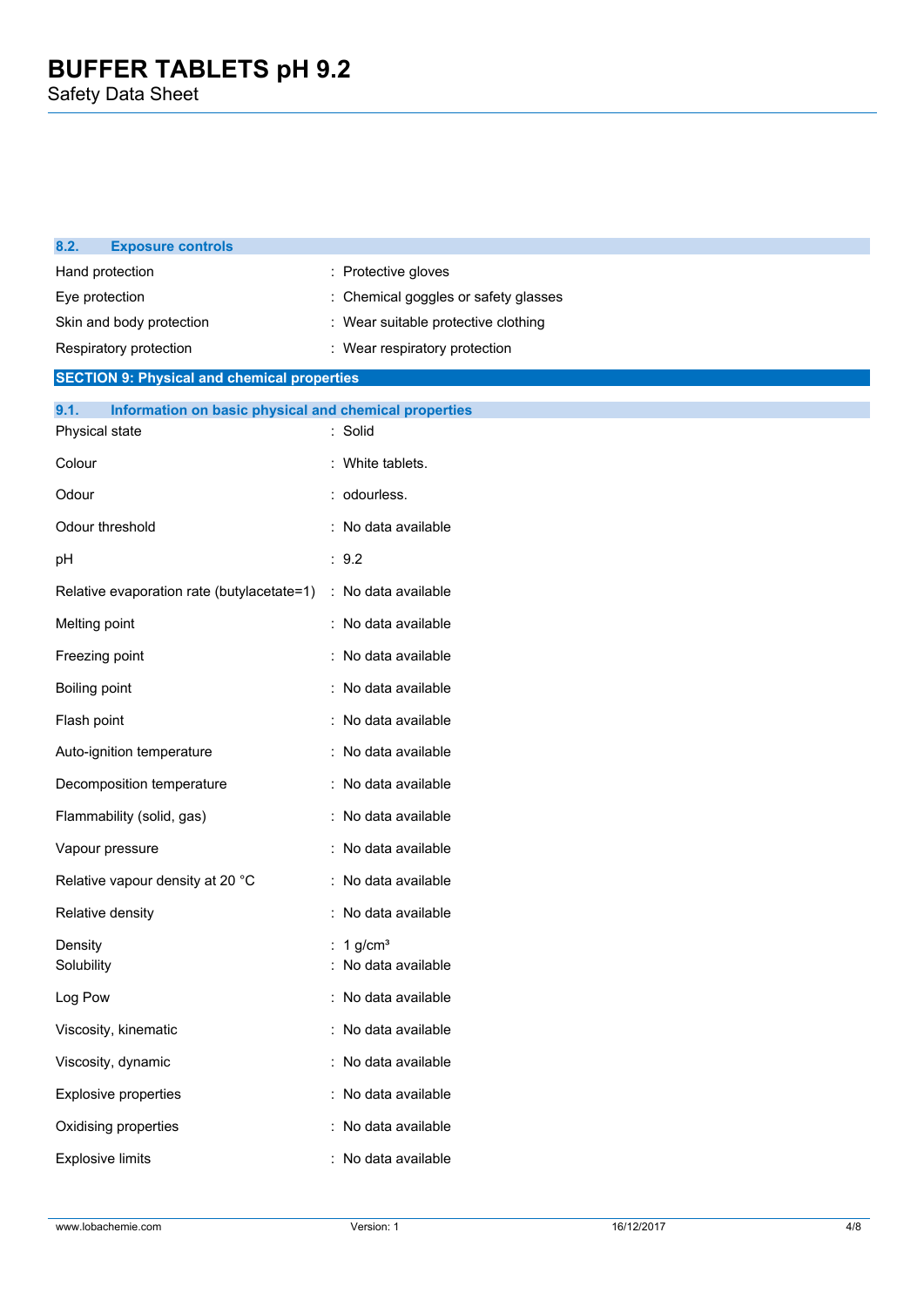### 8.2. Exposure controls

| | |
|---|---|
| Hand protection | : Protective gloves |
| Eye protection | : Chemical goggles or safety glasses |
| Skin and body protection | : Wear suitable protective clothing |
| Respiratory protection | : Wear respiratory protection |

## SECTION 9: Physical and chemical properties

### 9.1. Information on basic physical and chemical properties

| | |
|---|---|
| Physical state | : Solid |
| Colour | : White tablets. |
| Odour | : odourless. |
| Odour threshold | : No data available |
| pH | : 9.2 |
| Relative evaporation rate (butylacetate=1) | : No data available |
| Melting point | : No data available |
| Freezing point | : No data available |
| Boiling point | : No data available |
| Flash point | : No data available |
| Auto-ignition temperature | : No data available |
| Decomposition temperature | : No data available |
| Flammability (solid, gas) | : No data available |
| Vapour pressure | : No data available |
| Relative vapour density at 20 °C | : No data available |
| Relative density | : No data available |
| Density | : 1 g/cm³ |
| Solubility | : No data available |
| Log Pow | : No data available |
| Viscosity, kinematic | : No data available |
| Viscosity, dynamic | : No data available |
| Explosive properties | : No data available |
| Oxidising properties | : No data available |
| Explosive limits | : No data available |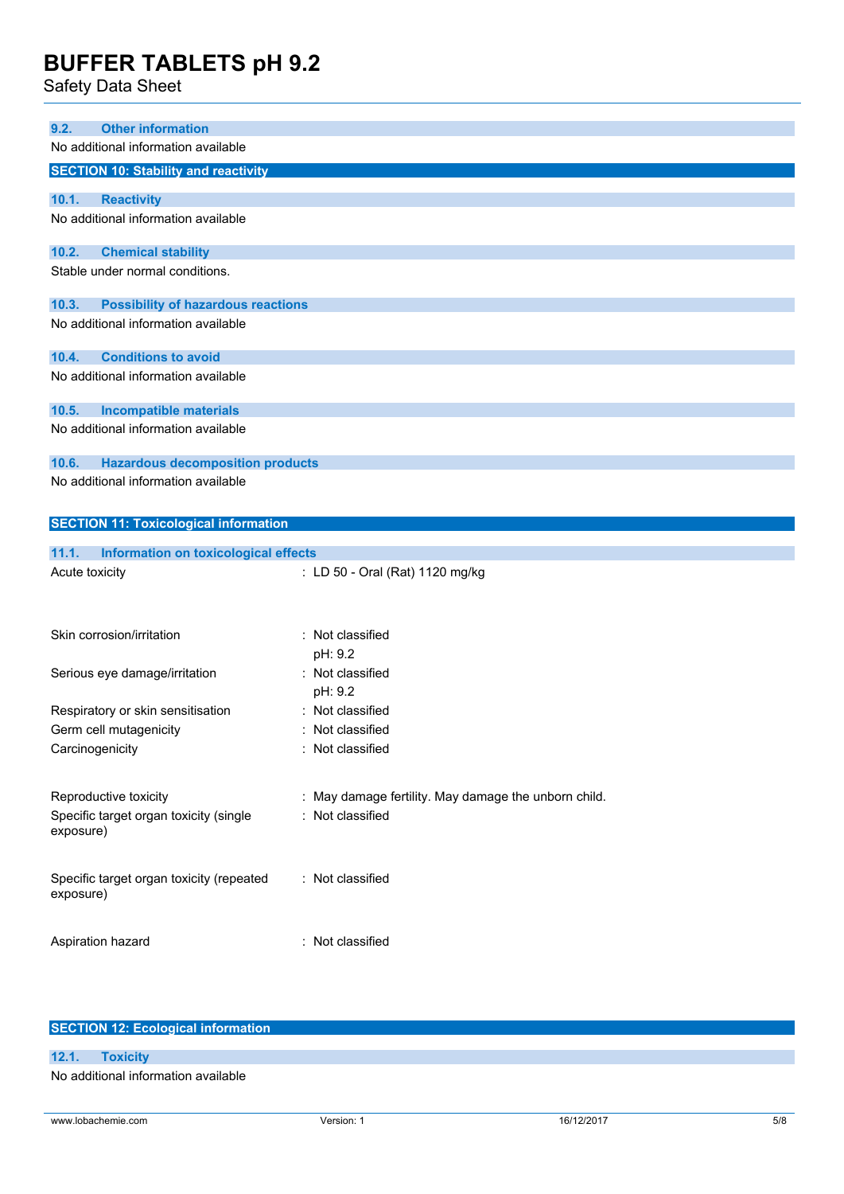### 9.2. Other information

No additional information available

## SECTION 10: Stability and reactivity

### 10.1. Reactivity

No additional information available

### 10.2. Chemical stability

Stable under normal conditions.

### 10.3. Possibility of hazardous reactions

No additional information available

### 10.4. Conditions to avoid

No additional information available

### 10.5. Incompatible materials

No additional information available

### 10.6. Hazardous decomposition products

No additional information available

## SECTION 11: Toxicological information

### 11.1. Information on toxicological effects

| | |
|---|---|
| Acute toxicity | : LD 50 - Oral (Rat) 1120 mg/kg |
| Skin corrosion/irritation | : Not classified<br>pH: 9.2 |
| Serious eye damage/irritation | : Not classified<br>pH: 9.2 |
| Respiratory or skin sensitisation | : Not classified |
| Germ cell mutagenicity | : Not classified |
| Carcinogenicity | : Not classified |
| Reproductive toxicity | : May damage fertility. May damage the unborn child. |
| Specific target organ toxicity (single exposure) | : Not classified |
| Specific target organ toxicity (repeated exposure) | : Not classified |
| Aspiration hazard | : Not classified |

## SECTION 12: Ecological information

### 12.1. Toxicity

No additional information available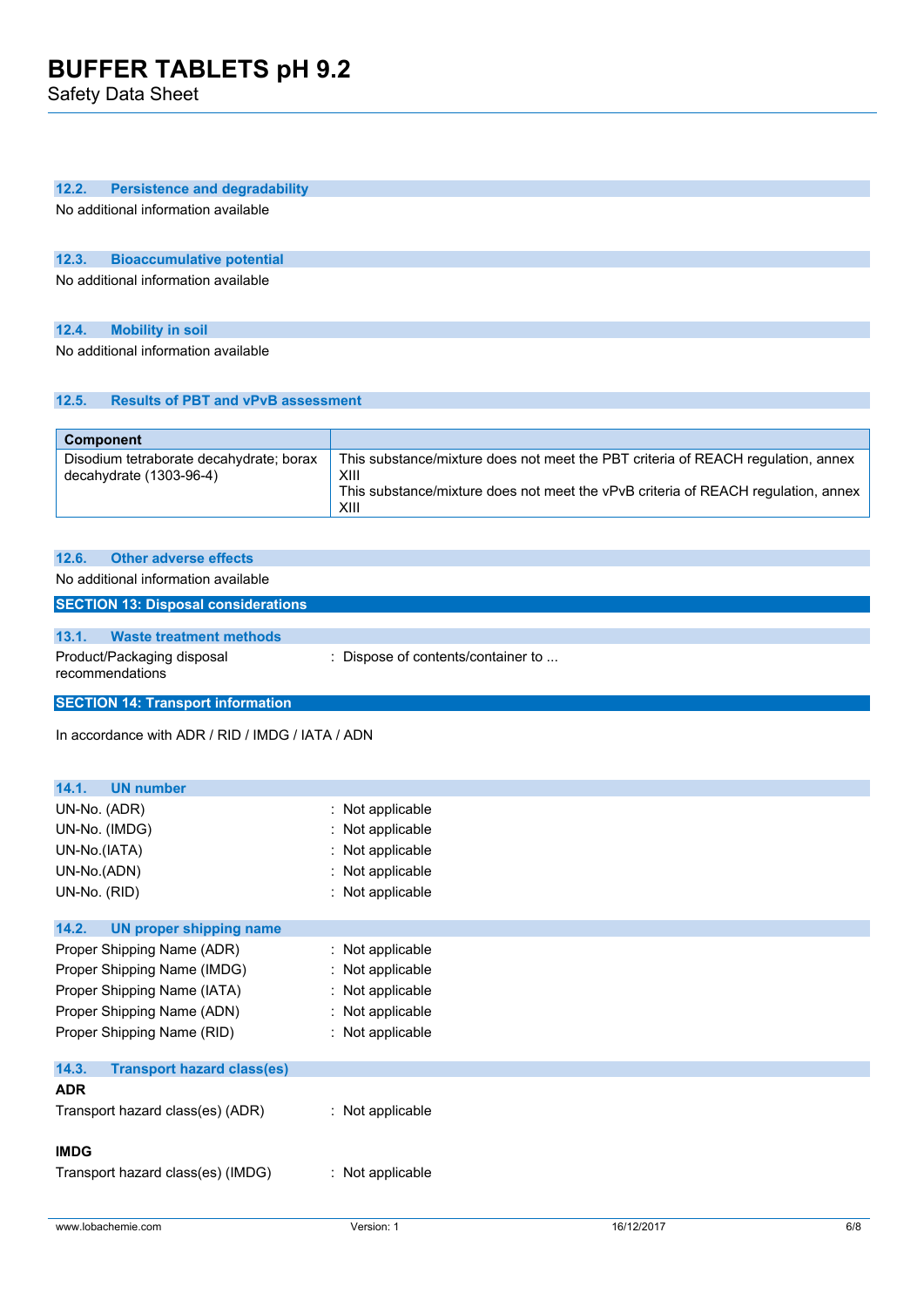### 12.2. Persistence and degradability

No additional information available

### 12.3. Bioaccumulative potential

No additional information available

### 12.4. Mobility in soil

No additional information available

### 12.5. Results of PBT and vPvB assessment

| Component | |
|---|---|
| Disodium tetraborate decahydrate; borax decahydrate (1303-96-4) | This substance/mixture does not meet the PBT criteria of REACH regulation, annex XIII<br>This substance/mixture does not meet the vPvB criteria of REACH regulation, annex XIII |

### 12.6. Other adverse effects

No additional information available

## SECTION 13: Disposal considerations

### 13.1. Waste treatment methods

Product/Packaging disposal recommendations : Dispose of contents/container to ...

## SECTION 14: Transport information

In accordance with ADR / RID / IMDG / IATA / ADN

### 14.1. UN number

UN-No. (ADR) : Not applicable

UN-No. (IMDG) : Not applicable

UN-No.(IATA) : Not applicable

UN-No.(ADN) : Not applicable

UN-No. (RID) : Not applicable

### 14.2. UN proper shipping name

Proper Shipping Name (ADR) : Not applicable

Proper Shipping Name (IMDG) : Not applicable

Proper Shipping Name (IATA) : Not applicable

Proper Shipping Name (ADN) : Not applicable

Proper Shipping Name (RID) : Not applicable

### 14.3. Transport hazard class(es)

**ADR**

Transport hazard class(es) (ADR) : Not applicable

**IMDG**

Transport hazard class(es) (IMDG) : Not applicable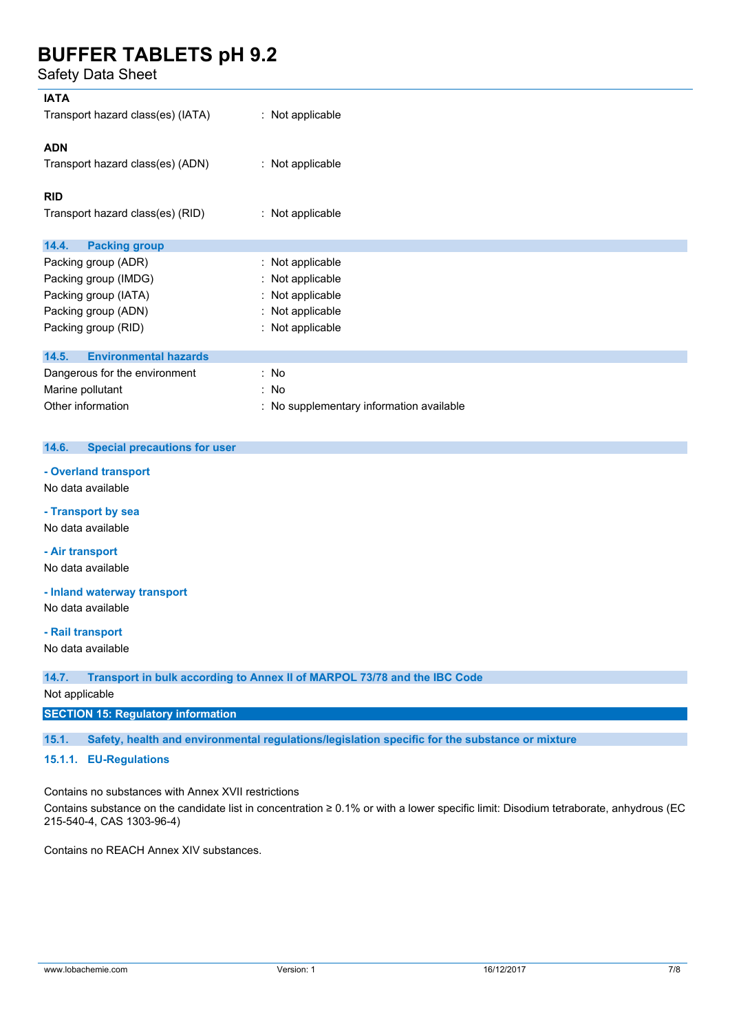**IATA**

Transport hazard class(es) (IATA) : Not applicable

**ADN**

Transport hazard class(es) (ADN) : Not applicable

**RID**

Transport hazard class(es) (RID) : Not applicable

### 14.4. Packing group

Packing group (ADR) : Not applicable
Packing group (IMDG) : Not applicable
Packing group (IATA) : Not applicable
Packing group (ADN) : Not applicable
Packing group (RID) : Not applicable

### 14.5. Environmental hazards

Dangerous for the environment : No
Marine pollutant : No
Other information : No supplementary information available

### 14.6. Special precautions for user

**- Overland transport**

No data available

**- Transport by sea**

No data available

**- Air transport**

No data available

**- Inland waterway transport**

No data available

**- Rail transport**

No data available

### 14.7. Transport in bulk according to Annex II of MARPOL 73/78 and the IBC Code

Not applicable

## SECTION 15: Regulatory information

### 15.1. Safety, health and environmental regulations/legislation specific for the substance or mixture

#### 15.1.1. EU-Regulations

Contains no substances with Annex XVII restrictions

Contains substance on the candidate list in concentration ≥ 0.1% or with a lower specific limit: Disodium tetraborate, anhydrous (EC 215-540-4, CAS 1303-96-4)

Contains no REACH Annex XIV substances.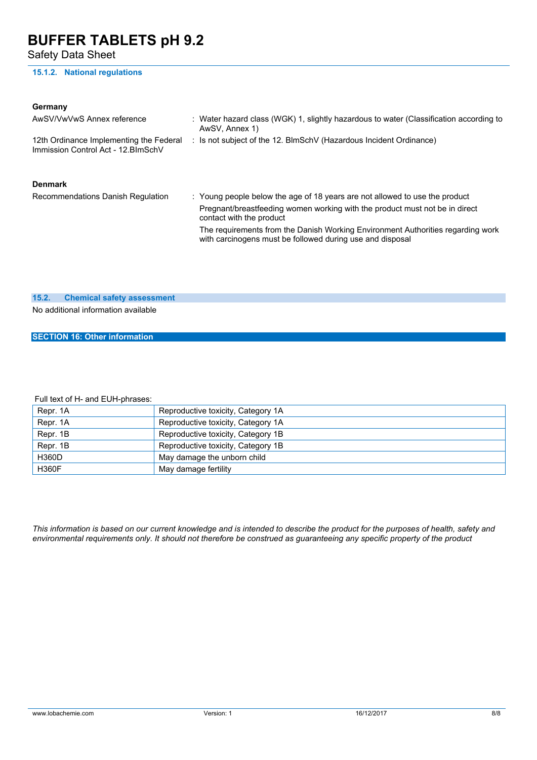#### 15.1.2. National regulations

**Germany**

| | |
|---|---|
| AwSV/VwVwS Annex reference | : Water hazard class (WGK) 1, slightly hazardous to water (Classification according to AwSV, Annex 1) |
| 12th Ordinance Implementing the Federal Immission Control Act - 12.BImSchV | : Is not subject of the 12. BlmSchV (Hazardous Incident Ordinance) |

**Denmark**

| | |
|---|---|
| Recommendations Danish Regulation | : Young people below the age of 18 years are not allowed to use the product<br>Pregnant/breastfeeding women working with the product must not be in direct contact with the product<br>The requirements from the Danish Working Environment Authorities regarding work with carcinogens must be followed during use and disposal |

### 15.2. Chemical safety assessment

No additional information available

## SECTION 16: Other information

Full text of H- and EUH-phrases:

| | |
|---|---|
| Repr. 1A | Reproductive toxicity, Category 1A |
| Repr. 1A | Reproductive toxicity, Category 1A |
| Repr. 1B | Reproductive toxicity, Category 1B |
| Repr. 1B | Reproductive toxicity, Category 1B |
| H360D | May damage the unborn child |
| H360F | May damage fertility |

*This information is based on our current knowledge and is intended to describe the product for the purposes of health, safety and environmental requirements only. It should not therefore be construed as guaranteeing any specific property of the product*